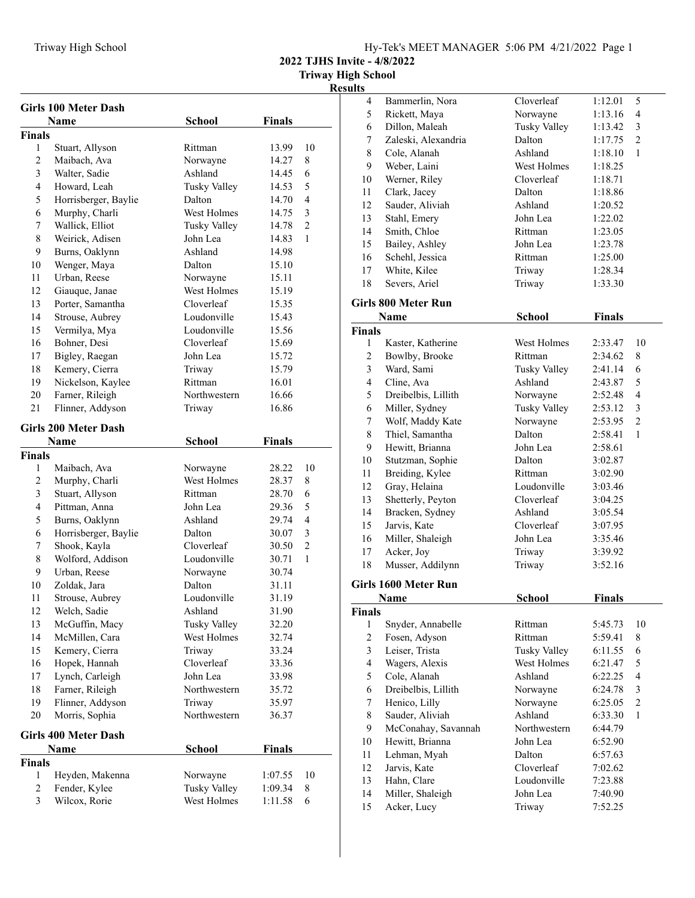2022 TJHS Invite - 4/8/2022

Triway High School

Results

### Girls 100 Meter Dash

| | Name | School | Finals | |
|---|---|---|---|---|
| **Finals** | | | | |
| 1 | Stuart, Allyson | Rittman | 13.99 | 10 |
| 2 | Maibach, Ava | Norwayne | 14.27 | 8 |
| 3 | Walter, Sadie | Ashland | 14.45 | 6 |
| 4 | Howard, Leah | Tusky Valley | 14.53 | 5 |
| 5 | Horrisberger, Baylie | Dalton | 14.70 | 4 |
| 6 | Murphy, Charli | West Holmes | 14.75 | 3 |
| 7 | Wallick, Elliot | Tusky Valley | 14.78 | 2 |
| 8 | Weirick, Adisen | John Lea | 14.83 | 1 |
| 9 | Burns, Oaklynn | Ashland | 14.98 | |
| 10 | Wenger, Maya | Dalton | 15.10 | |
| 11 | Urban, Reese | Norwayne | 15.11 | |
| 12 | Giauque, Janae | West Holmes | 15.19 | |
| 13 | Porter, Samantha | Cloverleaf | 15.35 | |
| 14 | Strouse, Aubrey | Loudonville | 15.43 | |
| 15 | Vermilya, Mya | Loudonville | 15.56 | |
| 16 | Bohner, Desi | Cloverleaf | 15.69 | |
| 17 | Bigley, Raegan | John Lea | 15.72 | |
| 18 | Kemery, Cierra | Triway | 15.79 | |
| 19 | Nickelson, Kaylee | Rittman | 16.01 | |
| 20 | Farner, Rileigh | Northwestern | 16.66 | |
| 21 | Flinner, Addyson | Triway | 16.86 | |

### Girls 200 Meter Dash

| | Name | School | Finals | |
|---|---|---|---|---|
| **Finals** | | | | |
| 1 | Maibach, Ava | Norwayne | 28.22 | 10 |
| 2 | Murphy, Charli | West Holmes | 28.37 | 8 |
| 3 | Stuart, Allyson | Rittman | 28.70 | 6 |
| 4 | Pittman, Anna | John Lea | 29.36 | 5 |
| 5 | Burns, Oaklynn | Ashland | 29.74 | 4 |
| 6 | Horrisberger, Baylie | Dalton | 30.07 | 3 |
| 7 | Shook, Kayla | Cloverleaf | 30.50 | 2 |
| 8 | Wolford, Addison | Loudonville | 30.71 | 1 |
| 9 | Urban, Reese | Norwayne | 30.74 | |
| 10 | Zoldak, Jara | Dalton | 31.11 | |
| 11 | Strouse, Aubrey | Loudonville | 31.19 | |
| 12 | Welch, Sadie | Ashland | 31.90 | |
| 13 | McGuffin, Macy | Tusky Valley | 32.20 | |
| 14 | McMillen, Cara | West Holmes | 32.74 | |
| 15 | Kemery, Cierra | Triway | 33.24 | |
| 16 | Hopek, Hannah | Cloverleaf | 33.36 | |
| 17 | Lynch, Carleigh | John Lea | 33.98 | |
| 18 | Farner, Rileigh | Northwestern | 35.72 | |
| 19 | Flinner, Addyson | Triway | 35.97 | |
| 20 | Morris, Sophia | Northwestern | 36.37 | |

### Girls 400 Meter Dash

| | Name | School | Finals | |
|---|---|---|---|---|
| **Finals** | | | | |
| 1 | Heyden, Makenna | Norwayne | 1:07.55 | 10 |
| 2 | Fender, Kylee | Tusky Valley | 1:09.34 | 8 |
| 3 | Wilcox, Rorie | West Holmes | 1:11.58 | 6 |
| 4 | Bammerlin, Nora | Cloverleaf | 1:12.01 | 5 |
| 5 | Rickett, Maya | Norwayne | 1:13.16 | 4 |
| 6 | Dillon, Maleah | Tusky Valley | 1:13.42 | 3 |
| 7 | Zaleski, Alexandria | Dalton | 1:17.75 | 2 |
| 8 | Cole, Alanah | Ashland | 1:18.10 | 1 |
| 9 | Weber, Laini | West Holmes | 1:18.25 | |
| 10 | Werner, Riley | Cloverleaf | 1:18.71 | |
| 11 | Clark, Jacey | Dalton | 1:18.86 | |
| 12 | Sauder, Aliviah | Ashland | 1:20.52 | |
| 13 | Stahl, Emery | John Lea | 1:22.02 | |
| 14 | Smith, Chloe | Rittman | 1:23.05 | |
| 15 | Bailey, Ashley | John Lea | 1:23.78 | |
| 16 | Schehl, Jessica | Rittman | 1:25.00 | |
| 17 | White, Kilee | Triway | 1:28.34 | |
| 18 | Severs, Ariel | Triway | 1:33.30 | |

### Girls 800 Meter Run

| | Name | School | Finals | |
|---|---|---|---|---|
| **Finals** | | | | |
| 1 | Kaster, Katherine | West Holmes | 2:33.47 | 10 |
| 2 | Bowlby, Brooke | Rittman | 2:34.62 | 8 |
| 3 | Ward, Sami | Tusky Valley | 2:41.14 | 6 |
| 4 | Cline, Ava | Ashland | 2:43.87 | 5 |
| 5 | Dreibelbis, Lillith | Norwayne | 2:52.48 | 4 |
| 6 | Miller, Sydney | Tusky Valley | 2:53.12 | 3 |
| 7 | Wolf, Maddy Kate | Norwayne | 2:53.95 | 2 |
| 8 | Thiel, Samantha | Dalton | 2:58.41 | 1 |
| 9 | Hewitt, Brianna | John Lea | 2:58.61 | |
| 10 | Stutzman, Sophie | Dalton | 3:02.87 | |
| 11 | Breiding, Kylee | Rittman | 3:02.90 | |
| 12 | Gray, Helaina | Loudonville | 3:03.46 | |
| 13 | Shetterly, Peyton | Cloverleaf | 3:04.25 | |
| 14 | Bracken, Sydney | Ashland | 3:05.54 | |
| 15 | Jarvis, Kate | Cloverleaf | 3:07.95 | |
| 16 | Miller, Shaleigh | John Lea | 3:35.46 | |
| 17 | Acker, Joy | Triway | 3:39.92 | |
| 18 | Musser, Addilynn | Triway | 3:52.16 | |

### Girls 1600 Meter Run

| | Name | School | Finals | |
|---|---|---|---|---|
| **Finals** | | | | |
| 1 | Snyder, Annabelle | Rittman | 5:45.73 | 10 |
| 2 | Fosen, Adyson | Rittman | 5:59.41 | 8 |
| 3 | Leiser, Trista | Tusky Valley | 6:11.55 | 6 |
| 4 | Wagers, Alexis | West Holmes | 6:21.47 | 5 |
| 5 | Cole, Alanah | Ashland | 6:22.25 | 4 |
| 6 | Dreibelbis, Lillith | Norwayne | 6:24.78 | 3 |
| 7 | Henico, Lilly | Norwayne | 6:25.05 | 2 |
| 8 | Sauder, Aliviah | Ashland | 6:33.30 | 1 |
| 9 | McConahay, Savannah | Northwestern | 6:44.79 | |
| 10 | Hewitt, Brianna | John Lea | 6:52.90 | |
| 11 | Lehman, Myah | Dalton | 6:57.63 | |
| 12 | Jarvis, Kate | Cloverleaf | 7:02.62 | |
| 13 | Hahn, Clare | Loudonville | 7:23.88 | |
| 14 | Miller, Shaleigh | John Lea | 7:40.90 | |
| 15 | Acker, Lucy | Triway | 7:52.25 | |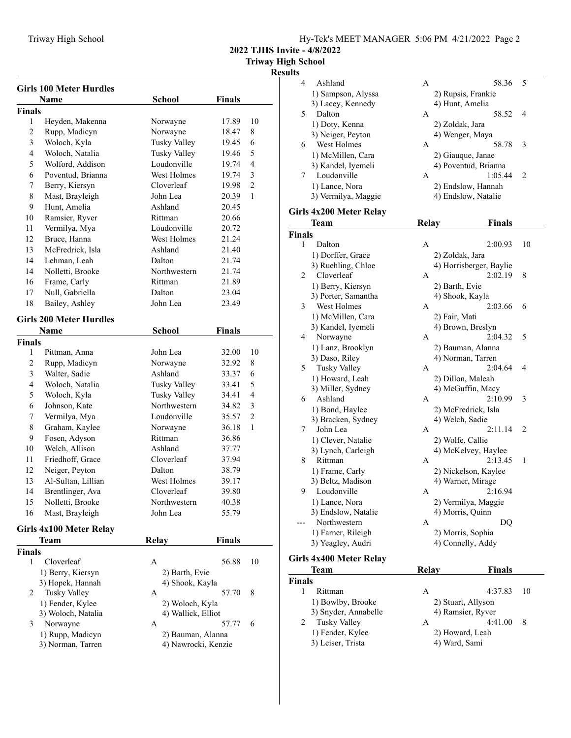2022 TJHS Invite - 4/8/2022

Triway High School

Results

## Girls 100 Meter Hurdles

| | Name | School | Finals | |
|---|---|---|---|---|
| **Finals** | | | | |
| 1 | Heyden, Makenna | Norwayne | 17.89 | 10 |
| 2 | Rupp, Madicyn | Norwayne | 18.47 | 8 |
| 3 | Woloch, Kyla | Tusky Valley | 19.45 | 6 |
| 4 | Woloch, Natalia | Tusky Valley | 19.46 | 5 |
| 5 | Wolford, Addison | Loudonville | 19.74 | 4 |
| 6 | Poventud, Brianna | West Holmes | 19.74 | 3 |
| 7 | Berry, Kiersyn | Cloverleaf | 19.98 | 2 |
| 8 | Mast, Brayleigh | John Lea | 20.39 | 1 |
| 9 | Hunt, Amelia | Ashland | 20.45 | |
| 10 | Ramsier, Ryver | Rittman | 20.66 | |
| 11 | Vermilya, Mya | Loudonville | 20.72 | |
| 12 | Bruce, Hanna | West Holmes | 21.24 | |
| 13 | McFredrick, Isla | Ashland | 21.40 | |
| 14 | Lehman, Leah | Dalton | 21.74 | |
| 14 | Nolletti, Brooke | Northwestern | 21.74 | |
| 16 | Frame, Carly | Rittman | 21.89 | |
| 17 | Null, Gabriella | Dalton | 23.04 | |
| 18 | Bailey, Ashley | John Lea | 23.49 | |

## Girls 200 Meter Hurdles

| | Name | School | Finals | |
|---|---|---|---|---|
| **Finals** | | | | |
| 1 | Pittman, Anna | John Lea | 32.00 | 10 |
| 2 | Rupp, Madicyn | Norwayne | 32.92 | 8 |
| 3 | Walter, Sadie | Ashland | 33.37 | 6 |
| 4 | Woloch, Natalia | Tusky Valley | 33.41 | 5 |
| 5 | Woloch, Kyla | Tusky Valley | 34.41 | 4 |
| 6 | Johnson, Kate | Northwestern | 34.82 | 3 |
| 7 | Vermilya, Mya | Loudonville | 35.57 | 2 |
| 8 | Graham, Kaylee | Norwayne | 36.18 | 1 |
| 9 | Fosen, Adyson | Rittman | 36.86 | |
| 10 | Welch, Allison | Ashland | 37.77 | |
| 11 | Friedhoff, Grace | Cloverleaf | 37.94 | |
| 12 | Neiger, Peyton | Dalton | 38.79 | |
| 13 | Al-Sultan, Lillian | West Holmes | 39.17 | |
| 14 | Brentlinger, Ava | Cloverleaf | 39.80 | |
| 15 | Nolletti, Brooke | Northwestern | 40.38 | |
| 16 | Mast, Brayleigh | John Lea | 55.79 | |

## Girls 4x100 Meter Relay

| | Team | Relay | Finals | |
|---|---|---|---|---|
| **Finals** | | | | |
| 1 | Cloverleaf | A | 56.88 | 10 |
| | 1) Berry, Kiersyn | 2) Barth, Evie | | |
| | 3) Hopek, Hannah | 4) Shook, Kayla | | |
| 2 | Tusky Valley | A | 57.70 | 8 |
| | 1) Fender, Kylee | 2) Woloch, Kyla | | |
| | 3) Woloch, Natalia | 4) Wallick, Elliot | | |
| 3 | Norwayne | A | 57.77 | 6 |
| | 1) Rupp, Madicyn | 2) Bauman, Alanna | | |
| | 3) Norman, Tarren | 4) Nawrocki, Kenzie | | |
| 4 | Ashland | A | 58.36 | 5 |
| | 1) Sampson, Alyssa | 2) Rupsis, Frankie | | |
| | 3) Lacey, Kennedy | 4) Hunt, Amelia | | |
| 5 | Dalton | A | 58.52 | 4 |
| | 1) Doty, Kenna | 2) Zoldak, Jara | | |
| | 3) Neiger, Peyton | 4) Wenger, Maya | | |
| 6 | West Holmes | A | 58.78 | 3 |
| | 1) McMillen, Cara | 2) Giauque, Janae | | |
| | 3) Kandel, Iyemeli | 4) Poventud, Brianna | | |
| 7 | Loudonville | A | 1:05.44 | 2 |
| | 1) Lance, Nora | 2) Endslow, Hannah | | |
| | 3) Vermilya, Maggie | 4) Endslow, Natalie | | |

## Girls 4x200 Meter Relay

| | Team | Relay | Finals | |
|---|---|---|---|---|
| **Finals** | | | | |
| 1 | Dalton | A | 2:00.93 | 10 |
| | 1) Dorffer, Grace | 2) Zoldak, Jara | | |
| | 3) Ruehling, Chloe | 4) Horrisberger, Baylie | | |
| 2 | Cloverleaf | A | 2:02.19 | 8 |
| | 1) Berry, Kiersyn | 2) Barth, Evie | | |
| | 3) Porter, Samantha | 4) Shook, Kayla | | |
| 3 | West Holmes | A | 2:03.66 | 6 |
| | 1) McMillen, Cara | 2) Fair, Mati | | |
| | 3) Kandel, Iyemeli | 4) Brown, Breslyn | | |
| 4 | Norwayne | A | 2:04.32 | 5 |
| | 1) Lanz, Brooklyn | 2) Bauman, Alanna | | |
| | 3) Daso, Riley | 4) Norman, Tarren | | |
| 5 | Tusky Valley | A | 2:04.64 | 4 |
| | 1) Howard, Leah | 2) Dillon, Maleah | | |
| | 3) Miller, Sydney | 4) McGuffin, Macy | | |
| 6 | Ashland | A | 2:10.99 | 3 |
| | 1) Bond, Haylee | 2) McFredrick, Isla | | |
| | 3) Bracken, Sydney | 4) Welch, Sadie | | |
| 7 | John Lea | A | 2:11.14 | 2 |
| | 1) Clever, Natalie | 2) Wolfe, Callie | | |
| | 3) Lynch, Carleigh | 4) McKelvey, Haylee | | |
| 8 | Rittman | A | 2:13.45 | 1 |
| | 1) Frame, Carly | 2) Nickelson, Kaylee | | |
| | 3) Beltz, Madison | 4) Warner, Mirage | | |
| 9 | Loudonville | A | 2:16.94 | |
| | 1) Lance, Nora | 2) Vermilya, Maggie | | |
| | 3) Endslow, Natalie | 4) Morris, Quinn | | |
| --- | Northwestern | A | DQ | |
| | 1) Farner, Rileigh | 2) Morris, Sophia | | |
| | 3) Yeagley, Audri | 4) Connelly, Addy | | |

## Girls 4x400 Meter Relay

| | Team | Relay | Finals | |
|---|---|---|---|---|
| **Finals** | | | | |
| 1 | Rittman | A | 4:37.83 | 10 |
| | 1) Bowlby, Brooke | 2) Stuart, Allyson | | |
| | 3) Snyder, Annabelle | 4) Ramsier, Ryver | | |
| 2 | Tusky Valley | A | 4:41.00 | 8 |
| | 1) Fender, Kylee | 2) Howard, Leah | | |
| | 3) Leiser, Trista | 4) Ward, Sami | | |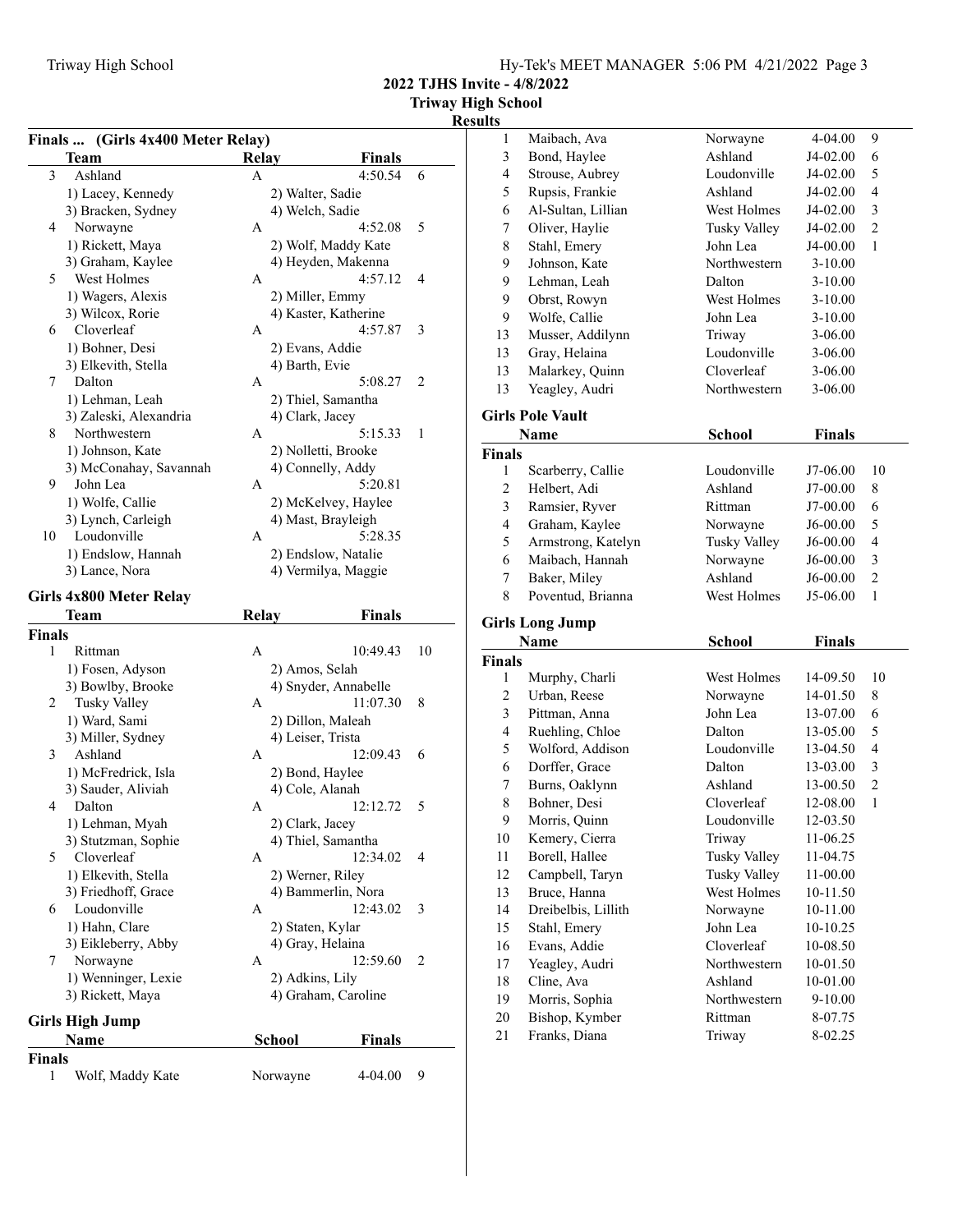**2022 TJHS Invite - 4/8/2022**
**Triway High School**
**Results**

### Finals ... (Girls 4x400 Meter Relay)

| | Team | Relay | Finals | |
|---|---|---|---|---|
| 3 | Ashland | A | 4:50.54 | 6 |
| | 1) Lacey, Kennedy | 2) Walter, Sadie | | |
| | 3) Bracken, Sydney | 4) Welch, Sadie | | |
| 4 | Norwayne | A | 4:52.08 | 5 |
| | 1) Rickett, Maya | 2) Wolf, Maddy Kate | | |
| | 3) Graham, Kaylee | 4) Heyden, Makenna | | |
| 5 | West Holmes | A | 4:57.12 | 4 |
| | 1) Wagers, Alexis | 2) Miller, Emmy | | |
| | 3) Wilcox, Rorie | 4) Kaster, Katherine | | |
| 6 | Cloverleaf | A | 4:57.87 | 3 |
| | 1) Bohner, Desi | 2) Evans, Addie | | |
| | 3) Elkevith, Stella | 4) Barth, Evie | | |
| 7 | Dalton | A | 5:08.27 | 2 |
| | 1) Lehman, Leah | 2) Thiel, Samantha | | |
| | 3) Zaleski, Alexandria | 4) Clark, Jacey | | |
| 8 | Northwestern | A | 5:15.33 | 1 |
| | 1) Johnson, Kate | 2) Nolletti, Brooke | | |
| | 3) McConahay, Savannah | 4) Connelly, Addy | | |
| 9 | John Lea | A | 5:20.81 | |
| | 1) Wolfe, Callie | 2) McKelvey, Haylee | | |
| | 3) Lynch, Carleigh | 4) Mast, Brayleigh | | |
| 10 | Loudonville | A | 5:28.35 | |
| | 1) Endslow, Hannah | 2) Endslow, Natalie | | |
| | 3) Lance, Nora | 4) Vermilya, Maggie | | |

### Girls 4x800 Meter Relay

| | Team | Relay | Finals | |
|---|---|---|---|---|
| **Finals** | | | | |
| 1 | Rittman | A | 10:49.43 | 10 |
| | 1) Fosen, Adyson | 2) Amos, Selah | | |
| | 3) Bowlby, Brooke | 4) Snyder, Annabelle | | |
| 2 | Tusky Valley | A | 11:07.30 | 8 |
| | 1) Ward, Sami | 2) Dillon, Maleah | | |
| | 3) Miller, Sydney | 4) Leiser, Trista | | |
| 3 | Ashland | A | 12:09.43 | 6 |
| | 1) McFredrick, Isla | 2) Bond, Haylee | | |
| | 3) Sauder, Aliviah | 4) Cole, Alanah | | |
| 4 | Dalton | A | 12:12.72 | 5 |
| | 1) Lehman, Myah | 2) Clark, Jacey | | |
| | 3) Stutzman, Sophie | 4) Thiel, Samantha | | |
| 5 | Cloverleaf | A | 12:34.02 | 4 |
| | 1) Elkevith, Stella | 2) Werner, Riley | | |
| | 3) Friedhoff, Grace | 4) Bammerlin, Nora | | |
| 6 | Loudonville | A | 12:43.02 | 3 |
| | 1) Hahn, Clare | 2) Staten, Kylar | | |
| | 3) Eikleberry, Abby | 4) Gray, Helaina | | |
| 7 | Norwayne | A | 12:59.60 | 2 |
| | 1) Wenninger, Lexie | 2) Adkins, Lily | | |
| | 3) Rickett, Maya | 4) Graham, Caroline | | |

### Girls High Jump

| | Name | School | Finals | |
|---|---|---|---|---|
| **Finals** | | | | |
| 1 | Wolf, Maddy Kate | Norwayne | 4-04.00 | 9 |
| 1 | Maibach, Ava | Norwayne | 4-04.00 | 9 |
| 3 | Bond, Haylee | Ashland | J4-02.00 | 6 |
| 4 | Strouse, Aubrey | Loudonville | J4-02.00 | 5 |
| 5 | Rupsis, Frankie | Ashland | J4-02.00 | 4 |
| 6 | Al-Sultan, Lillian | West Holmes | J4-02.00 | 3 |
| 7 | Oliver, Haylie | Tusky Valley | J4-02.00 | 2 |
| 8 | Stahl, Emery | John Lea | J4-00.00 | 1 |
| 9 | Johnson, Kate | Northwestern | 3-10.00 | |
| 9 | Lehman, Leah | Dalton | 3-10.00 | |
| 9 | Obrst, Rowyn | West Holmes | 3-10.00 | |
| 9 | Wolfe, Callie | John Lea | 3-10.00 | |
| 13 | Musser, Addilynn | Triway | 3-06.00 | |
| 13 | Gray, Helaina | Loudonville | 3-06.00 | |
| 13 | Malarkey, Quinn | Cloverleaf | 3-06.00 | |
| 13 | Yeagley, Audri | Northwestern | 3-06.00 | |

### Girls Pole Vault

| | Name | School | Finals | |
|---|---|---|---|---|
| **Finals** | | | | |
| 1 | Scarberry, Callie | Loudonville | J7-06.00 | 10 |
| 2 | Helbert, Adi | Ashland | J7-00.00 | 8 |
| 3 | Ramsier, Ryver | Rittman | J7-00.00 | 6 |
| 4 | Graham, Kaylee | Norwayne | J6-00.00 | 5 |
| 5 | Armstrong, Katelyn | Tusky Valley | J6-00.00 | 4 |
| 6 | Maibach, Hannah | Norwayne | J6-00.00 | 3 |
| 7 | Baker, Miley | Ashland | J6-00.00 | 2 |
| 8 | Poventud, Brianna | West Holmes | J5-06.00 | 1 |

### Girls Long Jump

| | Name | School | Finals | |
|---|---|---|---|---|
| **Finals** | | | | |
| 1 | Murphy, Charli | West Holmes | 14-09.50 | 10 |
| 2 | Urban, Reese | Norwayne | 14-01.50 | 8 |
| 3 | Pittman, Anna | John Lea | 13-07.00 | 6 |
| 4 | Ruehling, Chloe | Dalton | 13-05.00 | 5 |
| 5 | Wolford, Addison | Loudonville | 13-04.50 | 4 |
| 6 | Dorffer, Grace | Dalton | 13-03.00 | 3 |
| 7 | Burns, Oaklynn | Ashland | 13-00.50 | 2 |
| 8 | Bohner, Desi | Cloverleaf | 12-08.00 | 1 |
| 9 | Morris, Quinn | Loudonville | 12-03.50 | |
| 10 | Kemery, Cierra | Triway | 11-06.25 | |
| 11 | Borell, Hallee | Tusky Valley | 11-04.75 | |
| 12 | Campbell, Taryn | Tusky Valley | 11-00.00 | |
| 13 | Bruce, Hanna | West Holmes | 10-11.50 | |
| 14 | Dreibelbis, Lillith | Norwayne | 10-11.00 | |
| 15 | Stahl, Emery | John Lea | 10-10.25 | |
| 16 | Evans, Addie | Cloverleaf | 10-08.50 | |
| 17 | Yeagley, Audri | Northwestern | 10-01.50 | |
| 18 | Cline, Ava | Ashland | 10-01.00 | |
| 19 | Morris, Sophia | Northwestern | 9-10.00 | |
| 20 | Bishop, Kymber | Rittman | 8-07.75 | |
| 21 | Franks, Diana | Triway | 8-02.25 | |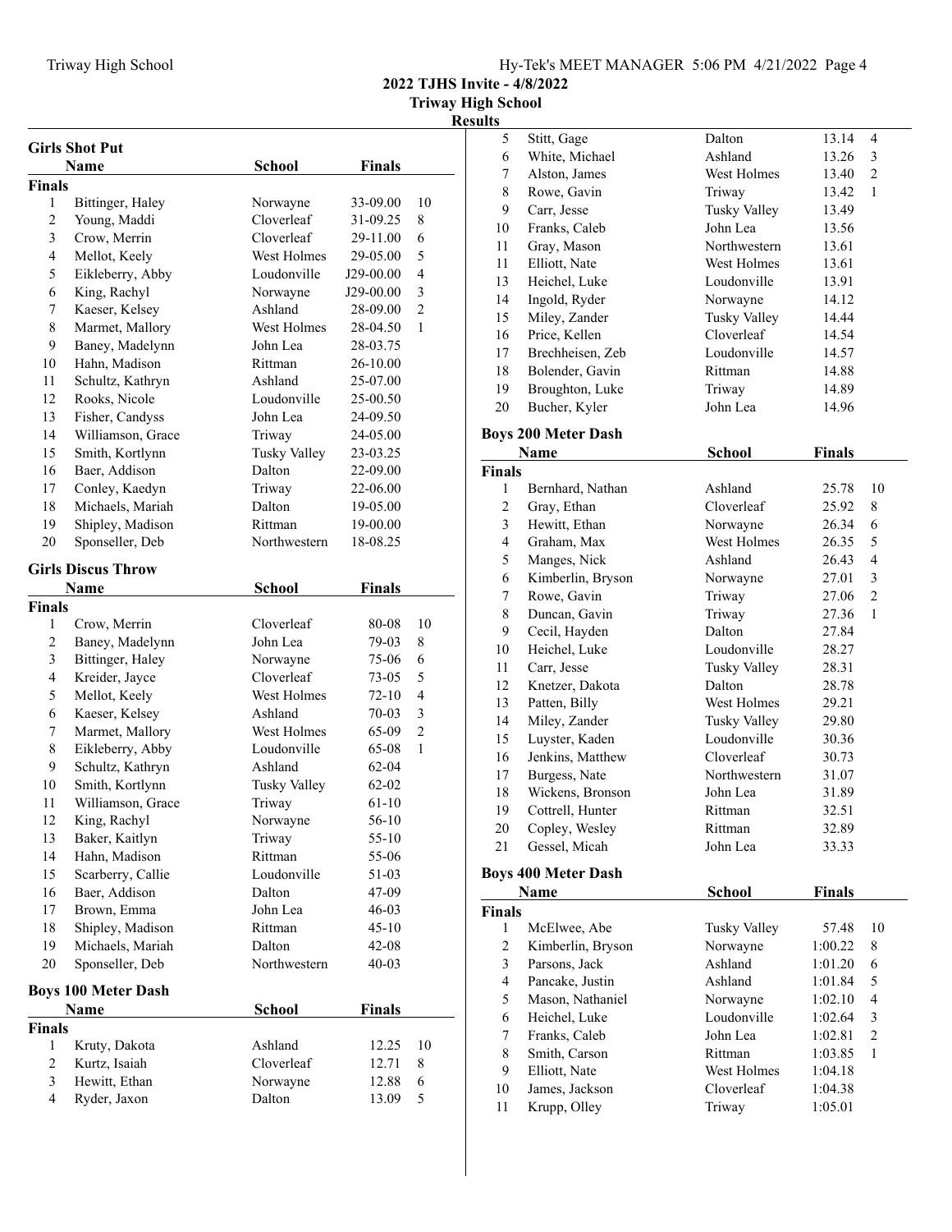## 2022 TJHS Invite - 4/8/2022

## Triway High School

## Results

### Girls Shot Put

| | Name | School | Finals | |
|---|---|---|---|---|
| **Finals** | | | | |
| 1 | Bittinger, Haley | Norwayne | 33-09.00 | 10 |
| 2 | Young, Maddi | Cloverleaf | 31-09.25 | 8 |
| 3 | Crow, Merrin | Cloverleaf | 29-11.00 | 6 |
| 4 | Mellot, Keely | West Holmes | 29-05.00 | 5 |
| 5 | Eikleberry, Abby | Loudonville | J29-00.00 | 4 |
| 6 | King, Rachyl | Norwayne | J29-00.00 | 3 |
| 7 | Kaeser, Kelsey | Ashland | 28-09.00 | 2 |
| 8 | Marmet, Mallory | West Holmes | 28-04.50 | 1 |
| 9 | Baney, Madelynn | John Lea | 28-03.75 | |
| 10 | Hahn, Madison | Rittman | 26-10.00 | |
| 11 | Schultz, Kathryn | Ashland | 25-07.00 | |
| 12 | Rooks, Nicole | Loudonville | 25-00.50 | |
| 13 | Fisher, Candyss | John Lea | 24-09.50 | |
| 14 | Williamson, Grace | Triway | 24-05.00 | |
| 15 | Smith, Kortlynn | Tusky Valley | 23-03.25 | |
| 16 | Baer, Addison | Dalton | 22-09.00 | |
| 17 | Conley, Kaedyn | Triway | 22-06.00 | |
| 18 | Michaels, Mariah | Dalton | 19-05.00 | |
| 19 | Shipley, Madison | Rittman | 19-00.00 | |
| 20 | Sponseller, Deb | Northwestern | 18-08.25 | |

### Girls Discus Throw

| | Name | School | Finals | |
|---|---|---|---|---|
| **Finals** | | | | |
| 1 | Crow, Merrin | Cloverleaf | 80-08 | 10 |
| 2 | Baney, Madelynn | John Lea | 79-03 | 8 |
| 3 | Bittinger, Haley | Norwayne | 75-06 | 6 |
| 4 | Kreider, Jayce | Cloverleaf | 73-05 | 5 |
| 5 | Mellot, Keely | West Holmes | 72-10 | 4 |
| 6 | Kaeser, Kelsey | Ashland | 70-03 | 3 |
| 7 | Marmet, Mallory | West Holmes | 65-09 | 2 |
| 8 | Eikleberry, Abby | Loudonville | 65-08 | 1 |
| 9 | Schultz, Kathryn | Ashland | 62-04 | |
| 10 | Smith, Kortlynn | Tusky Valley | 62-02 | |
| 11 | Williamson, Grace | Triway | 61-10 | |
| 12 | King, Rachyl | Norwayne | 56-10 | |
| 13 | Baker, Kaitlyn | Triway | 55-10 | |
| 14 | Hahn, Madison | Rittman | 55-06 | |
| 15 | Scarberry, Callie | Loudonville | 51-03 | |
| 16 | Baer, Addison | Dalton | 47-09 | |
| 17 | Brown, Emma | John Lea | 46-03 | |
| 18 | Shipley, Madison | Rittman | 45-10 | |
| 19 | Michaels, Mariah | Dalton | 42-08 | |
| 20 | Sponseller, Deb | Northwestern | 40-03 | |

### Boys 100 Meter Dash

| | Name | School | Finals | |
|---|---|---|---|---|
| **Finals** | | | | |
| 1 | Kruty, Dakota | Ashland | 12.25 | 10 |
| 2 | Kurtz, Isaiah | Cloverleaf | 12.71 | 8 |
| 3 | Hewitt, Ethan | Norwayne | 12.88 | 6 |
| 4 | Ryder, Jaxon | Dalton | 13.09 | 5 |
| 5 | Stitt, Gage | Dalton | 13.14 | 4 |
| 6 | White, Michael | Ashland | 13.26 | 3 |
| 7 | Alston, James | West Holmes | 13.40 | 2 |
| 8 | Rowe, Gavin | Triway | 13.42 | 1 |
| 9 | Carr, Jesse | Tusky Valley | 13.49 | |
| 10 | Franks, Caleb | John Lea | 13.56 | |
| 11 | Gray, Mason | Northwestern | 13.61 | |
| 11 | Elliott, Nate | West Holmes | 13.61 | |
| 13 | Heichel, Luke | Loudonville | 13.91 | |
| 14 | Ingold, Ryder | Norwayne | 14.12 | |
| 15 | Miley, Zander | Tusky Valley | 14.44 | |
| 16 | Price, Kellen | Cloverleaf | 14.54 | |
| 17 | Brechheisen, Zeb | Loudonville | 14.57 | |
| 18 | Bolender, Gavin | Rittman | 14.88 | |
| 19 | Broughton, Luke | Triway | 14.89 | |
| 20 | Bucher, Kyler | John Lea | 14.96 | |

### Boys 200 Meter Dash

| | Name | School | Finals | |
|---|---|---|---|---|
| **Finals** | | | | |
| 1 | Bernhard, Nathan | Ashland | 25.78 | 10 |
| 2 | Gray, Ethan | Cloverleaf | 25.92 | 8 |
| 3 | Hewitt, Ethan | Norwayne | 26.34 | 6 |
| 4 | Graham, Max | West Holmes | 26.35 | 5 |
| 5 | Manges, Nick | Ashland | 26.43 | 4 |
| 6 | Kimberlin, Bryson | Norwayne | 27.01 | 3 |
| 7 | Rowe, Gavin | Triway | 27.06 | 2 |
| 8 | Duncan, Gavin | Triway | 27.36 | 1 |
| 9 | Cecil, Hayden | Dalton | 27.84 | |
| 10 | Heichel, Luke | Loudonville | 28.27 | |
| 11 | Carr, Jesse | Tusky Valley | 28.31 | |
| 12 | Knetzer, Dakota | Dalton | 28.78 | |
| 13 | Patten, Billy | West Holmes | 29.21 | |
| 14 | Miley, Zander | Tusky Valley | 29.80 | |
| 15 | Luyster, Kaden | Loudonville | 30.36 | |
| 16 | Jenkins, Matthew | Cloverleaf | 30.73 | |
| 17 | Burgess, Nate | Northwestern | 31.07 | |
| 18 | Wickens, Bronson | John Lea | 31.89 | |
| 19 | Cottrell, Hunter | Rittman | 32.51 | |
| 20 | Copley, Wesley | Rittman | 32.89 | |
| 21 | Gessel, Micah | John Lea | 33.33 | |

### Boys 400 Meter Dash

| | Name | School | Finals | |
|---|---|---|---|---|
| **Finals** | | | | |
| 1 | McElwee, Abe | Tusky Valley | 57.48 | 10 |
| 2 | Kimberlin, Bryson | Norwayne | 1:00.22 | 8 |
| 3 | Parsons, Jack | Ashland | 1:01.20 | 6 |
| 4 | Pancake, Justin | Ashland | 1:01.84 | 5 |
| 5 | Mason, Nathaniel | Norwayne | 1:02.10 | 4 |
| 6 | Heichel, Luke | Loudonville | 1:02.64 | 3 |
| 7 | Franks, Caleb | John Lea | 1:02.81 | 2 |
| 8 | Smith, Carson | Rittman | 1:03.85 | 1 |
| 9 | Elliott, Nate | West Holmes | 1:04.18 | |
| 10 | James, Jackson | Cloverleaf | 1:04.38 | |
| 11 | Krupp, Olley | Triway | 1:05.01 | |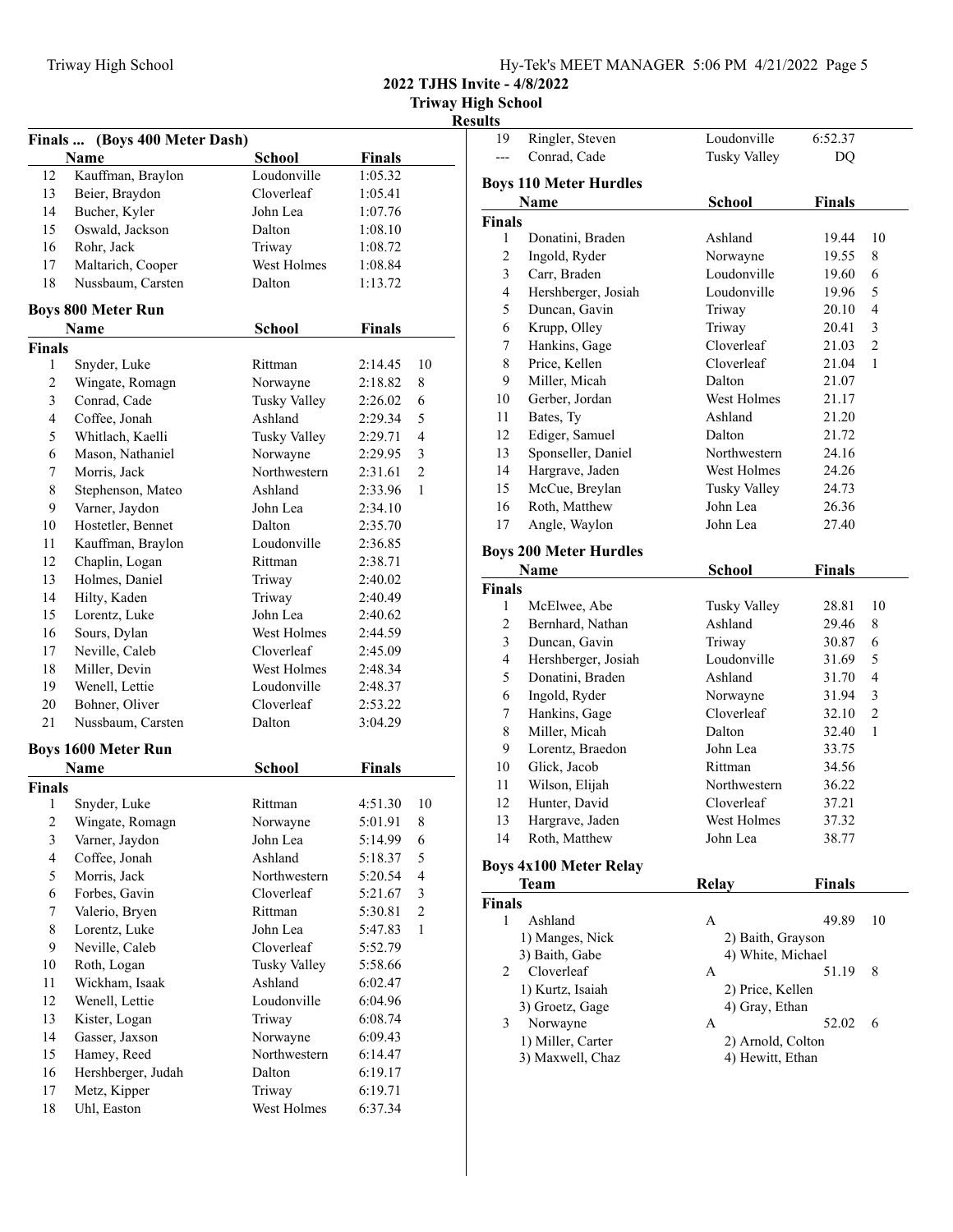**2022 TJHS Invite - 4/8/2022**
**Triway High School**
**Results**

### Finals ... (Boys 400 Meter Dash)

| | Name | School | Finals | |
|---|---|---|---|---|
| 12 | Kauffman, Braylon | Loudonville | 1:05.32 | |
| 13 | Beier, Braydon | Cloverleaf | 1:05.41 | |
| 14 | Bucher, Kyler | John Lea | 1:07.76 | |
| 15 | Oswald, Jackson | Dalton | 1:08.10 | |
| 16 | Rohr, Jack | Triway | 1:08.72 | |
| 17 | Maltarich, Cooper | West Holmes | 1:08.84 | |
| 18 | Nussbaum, Carsten | Dalton | 1:13.72 | |

### Boys 800 Meter Run

| | Name | School | Finals | |
|---|---|---|---|---|
| **Finals** | | | | |
| 1 | Snyder, Luke | Rittman | 2:14.45 | 10 |
| 2 | Wingate, Romagn | Norwayne | 2:18.82 | 8 |
| 3 | Conrad, Cade | Tusky Valley | 2:26.02 | 6 |
| 4 | Coffee, Jonah | Ashland | 2:29.34 | 5 |
| 5 | Whitlach, Kaelli | Tusky Valley | 2:29.71 | 4 |
| 6 | Mason, Nathaniel | Norwayne | 2:29.95 | 3 |
| 7 | Morris, Jack | Northwestern | 2:31.61 | 2 |
| 8 | Stephenson, Mateo | Ashland | 2:33.96 | 1 |
| 9 | Varner, Jaydon | John Lea | 2:34.10 | |
| 10 | Hostetler, Bennet | Dalton | 2:35.70 | |
| 11 | Kauffman, Braylon | Loudonville | 2:36.85 | |
| 12 | Chaplin, Logan | Rittman | 2:38.71 | |
| 13 | Holmes, Daniel | Triway | 2:40.02 | |
| 14 | Hilty, Kaden | Triway | 2:40.49 | |
| 15 | Lorentz, Luke | John Lea | 2:40.62 | |
| 16 | Sours, Dylan | West Holmes | 2:44.59 | |
| 17 | Neville, Caleb | Cloverleaf | 2:45.09 | |
| 18 | Miller, Devin | West Holmes | 2:48.34 | |
| 19 | Wenell, Lettie | Loudonville | 2:48.37 | |
| 20 | Bohner, Oliver | Cloverleaf | 2:53.22 | |
| 21 | Nussbaum, Carsten | Dalton | 3:04.29 | |

### Boys 1600 Meter Run

| | Name | School | Finals | |
|---|---|---|---|---|
| **Finals** | | | | |
| 1 | Snyder, Luke | Rittman | 4:51.30 | 10 |
| 2 | Wingate, Romagn | Norwayne | 5:01.91 | 8 |
| 3 | Varner, Jaydon | John Lea | 5:14.99 | 6 |
| 4 | Coffee, Jonah | Ashland | 5:18.37 | 5 |
| 5 | Morris, Jack | Northwestern | 5:20.54 | 4 |
| 6 | Forbes, Gavin | Cloverleaf | 5:21.67 | 3 |
| 7 | Valerio, Bryen | Rittman | 5:30.81 | 2 |
| 8 | Lorentz, Luke | John Lea | 5:47.83 | 1 |
| 9 | Neville, Caleb | Cloverleaf | 5:52.79 | |
| 10 | Roth, Logan | Tusky Valley | 5:58.66 | |
| 11 | Wickham, Isaak | Ashland | 6:02.47 | |
| 12 | Wenell, Lettie | Loudonville | 6:04.96 | |
| 13 | Kister, Logan | Triway | 6:08.74 | |
| 14 | Gasser, Jaxson | Norwayne | 6:09.43 | |
| 15 | Hamey, Reed | Northwestern | 6:14.47 | |
| 16 | Hershberger, Judah | Dalton | 6:19.17 | |
| 17 | Metz, Kipper | Triway | 6:19.71 | |
| 18 | Uhl, Easton | West Holmes | 6:37.34 | |
| 19 | Ringler, Steven | Loudonville | 6:52.37 | |
| --- | Conrad, Cade | Tusky Valley | DQ | |

### Boys 110 Meter Hurdles

| | Name | School | Finals | |
|---|---|---|---|---|
| **Finals** | | | | |
| 1 | Donatini, Braden | Ashland | 19.44 | 10 |
| 2 | Ingold, Ryder | Norwayne | 19.55 | 8 |
| 3 | Carr, Braden | Loudonville | 19.60 | 6 |
| 4 | Hershberger, Josiah | Loudonville | 19.96 | 5 |
| 5 | Duncan, Gavin | Triway | 20.10 | 4 |
| 6 | Krupp, Olley | Triway | 20.41 | 3 |
| 7 | Hankins, Gage | Cloverleaf | 21.03 | 2 |
| 8 | Price, Kellen | Cloverleaf | 21.04 | 1 |
| 9 | Miller, Micah | Dalton | 21.07 | |
| 10 | Gerber, Jordan | West Holmes | 21.17 | |
| 11 | Bates, Ty | Ashland | 21.20 | |
| 12 | Ediger, Samuel | Dalton | 21.72 | |
| 13 | Sponseller, Daniel | Northwestern | 24.16 | |
| 14 | Hargrave, Jaden | West Holmes | 24.26 | |
| 15 | McCue, Breylan | Tusky Valley | 24.73 | |
| 16 | Roth, Matthew | John Lea | 26.36 | |
| 17 | Angle, Waylon | John Lea | 27.40 | |

### Boys 200 Meter Hurdles

| | Name | School | Finals | |
|---|---|---|---|---|
| **Finals** | | | | |
| 1 | McElwee, Abe | Tusky Valley | 28.81 | 10 |
| 2 | Bernhard, Nathan | Ashland | 29.46 | 8 |
| 3 | Duncan, Gavin | Triway | 30.87 | 6 |
| 4 | Hershberger, Josiah | Loudonville | 31.69 | 5 |
| 5 | Donatini, Braden | Ashland | 31.70 | 4 |
| 6 | Ingold, Ryder | Norwayne | 31.94 | 3 |
| 7 | Hankins, Gage | Cloverleaf | 32.10 | 2 |
| 8 | Miller, Micah | Dalton | 32.40 | 1 |
| 9 | Lorentz, Braedon | John Lea | 33.75 | |
| 10 | Glick, Jacob | Rittman | 34.56 | |
| 11 | Wilson, Elijah | Northwestern | 36.22 | |
| 12 | Hunter, David | Cloverleaf | 37.21 | |
| 13 | Hargrave, Jaden | West Holmes | 37.32 | |
| 14 | Roth, Matthew | John Lea | 38.77 | |

### Boys 4x100 Meter Relay

| | Team | Relay | Finals | |
|---|---|---|---|---|
| **Finals** | | | | |
| 1 | Ashland | A | 49.89 | 10 |
| | 1) Manges, Nick | 2) Baith, Grayson | | |
| | 3) Baith, Gabe | 4) White, Michael | | |
| 2 | Cloverleaf | A | 51.19 | 8 |
| | 1) Kurtz, Isaiah | 2) Price, Kellen | | |
| | 3) Groetz, Gage | 4) Gray, Ethan | | |
| 3 | Norwayne | A | 52.02 | 6 |
| | 1) Miller, Carter | 2) Arnold, Colton | | |
| | 3) Maxwell, Chaz | 4) Hewitt, Ethan | | |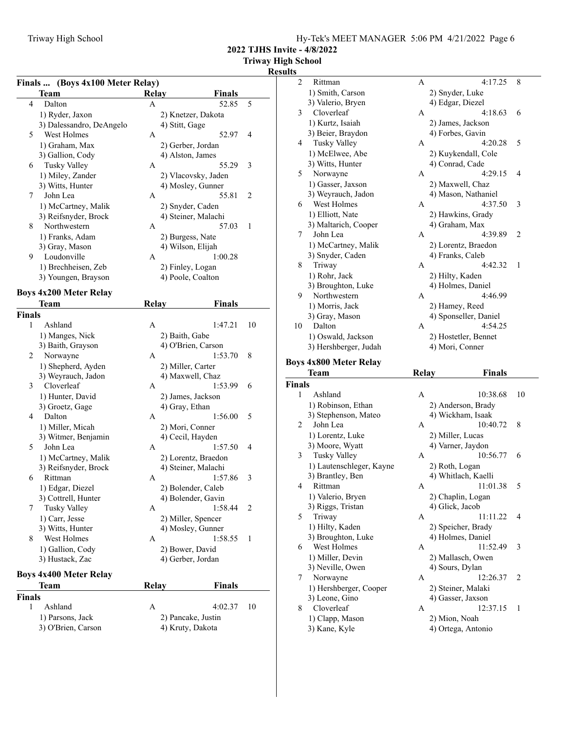**2022 TJHS Invite - 4/8/2022**
**Triway High School**
**Results**

### Finals ... (Boys 4x100 Meter Relay)

| | Team | Relay | Finals | |
|---|---|---|---|---|
| 4 | Dalton | A | 52.85 | 5 |
| | 1) Ryder, Jaxon | 2) Knetzer, Dakota | | |
| | 3) Dalessandro, DeAngelo | 4) Stitt, Gage | | |
| 5 | West Holmes | A | 52.97 | 4 |
| | 1) Graham, Max | 2) Gerber, Jordan | | |
| | 3) Gallion, Cody | 4) Alston, James | | |
| 6 | Tusky Valley | A | 55.29 | 3 |
| | 1) Miley, Zander | 2) Vlacovsky, Jaden | | |
| | 3) Witts, Hunter | 4) Mosley, Gunner | | |
| 7 | John Lea | A | 55.81 | 2 |
| | 1) McCartney, Malik | 2) Snyder, Caden | | |
| | 3) Reifsnyder, Brock | 4) Steiner, Malachi | | |
| 8 | Northwestern | A | 57.03 | 1 |
| | 1) Franks, Adam | 2) Burgess, Nate | | |
| | 3) Gray, Mason | 4) Wilson, Elijah | | |
| 9 | Loudonville | A | 1:00.28 | |
| | 1) Brechheisen, Zeb | 2) Finley, Logan | | |
| | 3) Youngen, Brayson | 4) Poole, Coalton | | |

### Boys 4x200 Meter Relay

| | Team | Relay | Finals | |
|---|---|---|---|---|
| **Finals** | | | | |
| 1 | Ashland | A | 1:47.21 | 10 |
| | 1) Manges, Nick | 2) Baith, Gabe | | |
| | 3) Baith, Grayson | 4) O'Brien, Carson | | |
| 2 | Norwayne | A | 1:53.70 | 8 |
| | 1) Shepherd, Ayden | 2) Miller, Carter | | |
| | 3) Weyrauch, Jadon | 4) Maxwell, Chaz | | |
| 3 | Cloverleaf | A | 1:53.99 | 6 |
| | 1) Hunter, David | 2) James, Jackson | | |
| | 3) Groetz, Gage | 4) Gray, Ethan | | |
| 4 | Dalton | A | 1:56.00 | 5 |
| | 1) Miller, Micah | 2) Mori, Conner | | |
| | 3) Witmer, Benjamin | 4) Cecil, Hayden | | |
| 5 | John Lea | A | 1:57.50 | 4 |
| | 1) McCartney, Malik | 2) Lorentz, Braedon | | |
| | 3) Reifsnyder, Brock | 4) Steiner, Malachi | | |
| 6 | Rittman | A | 1:57.86 | 3 |
| | 1) Edgar, Diezel | 2) Bolender, Caleb | | |
| | 3) Cottrell, Hunter | 4) Bolender, Gavin | | |
| 7 | Tusky Valley | A | 1:58.44 | 2 |
| | 1) Carr, Jesse | 2) Miller, Spencer | | |
| | 3) Witts, Hunter | 4) Mosley, Gunner | | |
| 8 | West Holmes | A | 1:58.55 | 1 |
| | 1) Gallion, Cody | 2) Bower, David | | |
| | 3) Hustack, Zac | 4) Gerber, Jordan | | |

### Boys 4x400 Meter Relay

| | Team | Relay | Finals | |
|---|---|---|---|---|
| **Finals** | | | | |
| 1 | Ashland | A | 4:02.37 | 10 |
| | 1) Parsons, Jack | 2) Pancake, Justin | | |
| | 3) O'Brien, Carson | 4) Kruty, Dakota | | |
| 2 | Rittman | A | 4:17.25 | 8 |
| | 1) Smith, Carson | 2) Snyder, Luke | | |
| | 3) Valerio, Bryen | 4) Edgar, Diezel | | |
| 3 | Cloverleaf | A | 4:18.63 | 6 |
| | 1) Kurtz, Isaiah | 2) James, Jackson | | |
| | 3) Beier, Braydon | 4) Forbes, Gavin | | |
| 4 | Tusky Valley | A | 4:20.28 | 5 |
| | 1) McElwee, Abe | 2) Kuykendall, Cole | | |
| | 3) Witts, Hunter | 4) Conrad, Cade | | |
| 5 | Norwayne | A | 4:29.15 | 4 |
| | 1) Gasser, Jaxson | 2) Maxwell, Chaz | | |
| | 3) Weyrauch, Jadon | 4) Mason, Nathaniel | | |
| 6 | West Holmes | A | 4:37.50 | 3 |
| | 1) Elliott, Nate | 2) Hawkins, Grady | | |
| | 3) Maltarich, Cooper | 4) Graham, Max | | |
| 7 | John Lea | A | 4:39.89 | 2 |
| | 1) McCartney, Malik | 2) Lorentz, Braedon | | |
| | 3) Snyder, Caden | 4) Franks, Caleb | | |
| 8 | Triway | A | 4:42.32 | 1 |
| | 1) Rohr, Jack | 2) Hilty, Kaden | | |
| | 3) Broughton, Luke | 4) Holmes, Daniel | | |
| 9 | Northwestern | A | 4:46.99 | |
| | 1) Morris, Jack | 2) Hamey, Reed | | |
| | 3) Gray, Mason | 4) Sponseller, Daniel | | |
| 10 | Dalton | A | 4:54.25 | |
| | 1) Oswald, Jackson | 2) Hostetler, Bennet | | |
| | 3) Hershberger, Judah | 4) Mori, Conner | | |

### Boys 4x800 Meter Relay

| | Team | Relay | Finals | |
|---|---|---|---|---|
| **Finals** | | | | |
| 1 | Ashland | A | 10:38.68 | 10 |
| | 1) Robinson, Ethan | 2) Anderson, Brady | | |
| | 3) Stephenson, Mateo | 4) Wickham, Isaak | | |
| 2 | John Lea | A | 10:40.72 | 8 |
| | 1) Lorentz, Luke | 2) Miller, Lucas | | |
| | 3) Moore, Wyatt | 4) Varner, Jaydon | | |
| 3 | Tusky Valley | A | 10:56.77 | 6 |
| | 1) Lautenschleger, Kayne | 2) Roth, Logan | | |
| | 3) Brantley, Ben | 4) Whitlach, Kaelli | | |
| 4 | Rittman | A | 11:01.38 | 5 |
| | 1) Valerio, Bryen | 2) Chaplin, Logan | | |
| | 3) Riggs, Tristan | 4) Glick, Jacob | | |
| 5 | Triway | A | 11:11.22 | 4 |
| | 1) Hilty, Kaden | 2) Speicher, Brady | | |
| | 3) Broughton, Luke | 4) Holmes, Daniel | | |
| 6 | West Holmes | A | 11:52.49 | 3 |
| | 1) Miller, Devin | 2) Mallasch, Owen | | |
| | 3) Neville, Owen | 4) Sours, Dylan | | |
| 7 | Norwayne | A | 12:26.37 | 2 |
| | 1) Hershberger, Cooper | 2) Steiner, Malaki | | |
| | 3) Leone, Gino | 4) Gasser, Jaxson | | |
| 8 | Cloverleaf | A | 12:37.15 | 1 |
| | 1) Clapp, Mason | 2) Mion, Noah | | |
| | 3) Kane, Kyle | 4) Ortega, Antonio | | |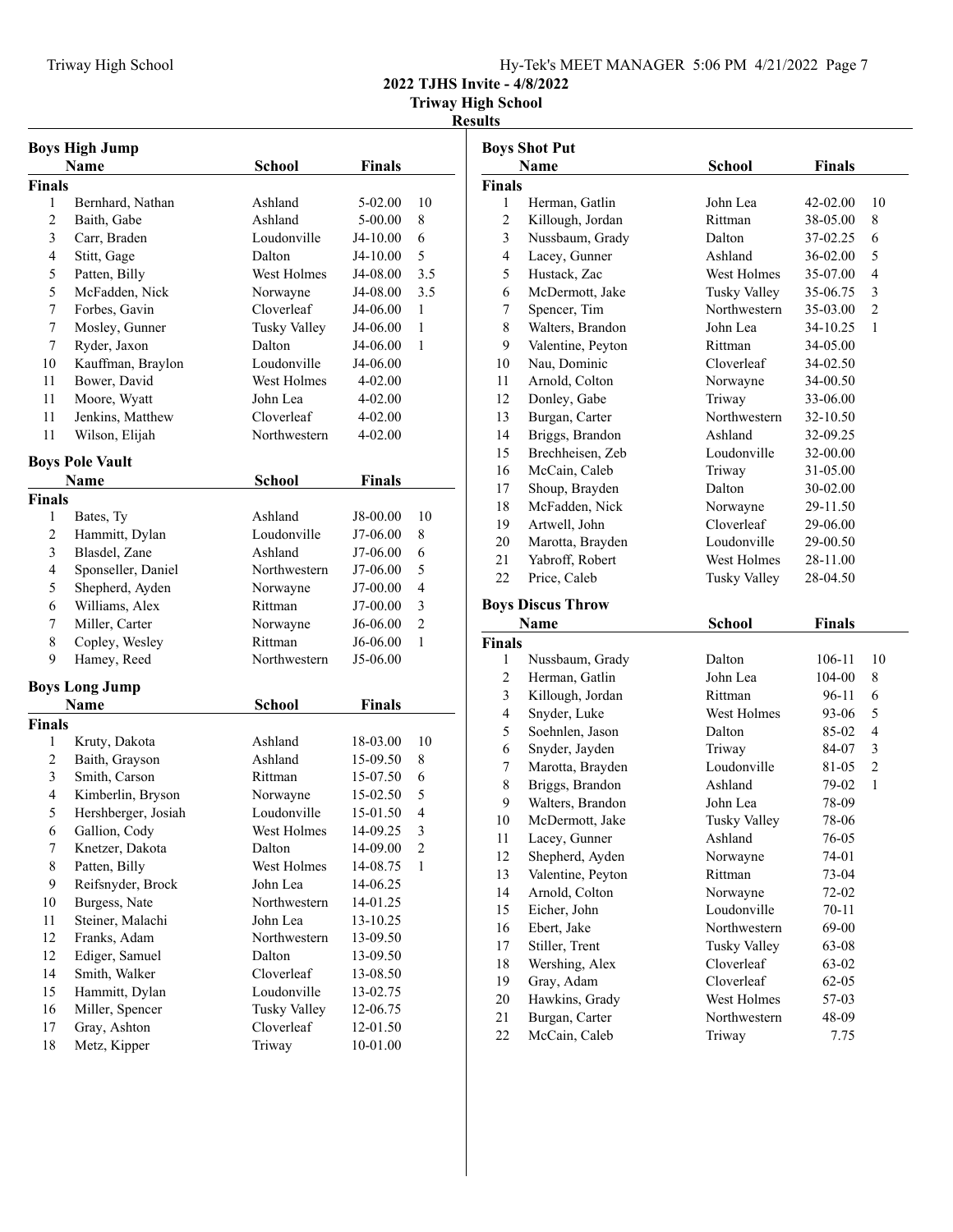## 2022 TJHS Invite - 4/8/2022

### Triway High School

### Results

#### Boys High Jump

| | Name | School | Finals | |
|---|---|---|---|---|
| **Finals** | | | | |
| 1 | Bernhard, Nathan | Ashland | 5-02.00 | 10 |
| 2 | Baith, Gabe | Ashland | 5-00.00 | 8 |
| 3 | Carr, Braden | Loudonville | J4-10.00 | 6 |
| 4 | Stitt, Gage | Dalton | J4-10.00 | 5 |
| 5 | Patten, Billy | West Holmes | J4-08.00 | 3.5 |
| 5 | McFadden, Nick | Norwayne | J4-08.00 | 3.5 |
| 7 | Forbes, Gavin | Cloverleaf | J4-06.00 | 1 |
| 7 | Mosley, Gunner | Tusky Valley | J4-06.00 | 1 |
| 7 | Ryder, Jaxon | Dalton | J4-06.00 | 1 |
| 10 | Kauffman, Braylon | Loudonville | J4-06.00 | |
| 11 | Bower, David | West Holmes | 4-02.00 | |
| 11 | Moore, Wyatt | John Lea | 4-02.00 | |
| 11 | Jenkins, Matthew | Cloverleaf | 4-02.00 | |
| 11 | Wilson, Elijah | Northwestern | 4-02.00 | |

#### Boys Pole Vault

| | Name | School | Finals | |
|---|---|---|---|---|
| **Finals** | | | | |
| 1 | Bates, Ty | Ashland | J8-00.00 | 10 |
| 2 | Hammitt, Dylan | Loudonville | J7-06.00 | 8 |
| 3 | Blasdel, Zane | Ashland | J7-06.00 | 6 |
| 4 | Sponseller, Daniel | Northwestern | J7-06.00 | 5 |
| 5 | Shepherd, Ayden | Norwayne | J7-00.00 | 4 |
| 6 | Williams, Alex | Rittman | J7-00.00 | 3 |
| 7 | Miller, Carter | Norwayne | J6-06.00 | 2 |
| 8 | Copley, Wesley | Rittman | J6-06.00 | 1 |
| 9 | Hamey, Reed | Northwestern | J5-06.00 | |

#### Boys Long Jump

| | Name | School | Finals | |
|---|---|---|---|---|
| **Finals** | | | | |
| 1 | Kruty, Dakota | Ashland | 18-03.00 | 10 |
| 2 | Baith, Grayson | Ashland | 15-09.50 | 8 |
| 3 | Smith, Carson | Rittman | 15-07.50 | 6 |
| 4 | Kimberlin, Bryson | Norwayne | 15-02.50 | 5 |
| 5 | Hershberger, Josiah | Loudonville | 15-01.50 | 4 |
| 6 | Gallion, Cody | West Holmes | 14-09.25 | 3 |
| 7 | Knetzer, Dakota | Dalton | 14-09.00 | 2 |
| 8 | Patten, Billy | West Holmes | 14-08.75 | 1 |
| 9 | Reifsnyder, Brock | John Lea | 14-06.25 | |
| 10 | Burgess, Nate | Northwestern | 14-01.25 | |
| 11 | Steiner, Malachi | John Lea | 13-10.25 | |
| 12 | Franks, Adam | Northwestern | 13-09.50 | |
| 12 | Ediger, Samuel | Dalton | 13-09.50 | |
| 14 | Smith, Walker | Cloverleaf | 13-08.50 | |
| 15 | Hammitt, Dylan | Loudonville | 13-02.75 | |
| 16 | Miller, Spencer | Tusky Valley | 12-06.75 | |
| 17 | Gray, Ashton | Cloverleaf | 12-01.50 | |
| 18 | Metz, Kipper | Triway | 10-01.00 | |

#### Boys Shot Put

| | Name | School | Finals | |
|---|---|---|---|---|
| **Finals** | | | | |
| 1 | Herman, Gatlin | John Lea | 42-02.00 | 10 |
| 2 | Killough, Jordan | Rittman | 38-05.00 | 8 |
| 3 | Nussbaum, Grady | Dalton | 37-02.25 | 6 |
| 4 | Lacey, Gunner | Ashland | 36-02.00 | 5 |
| 5 | Hustack, Zac | West Holmes | 35-07.00 | 4 |
| 6 | McDermott, Jake | Tusky Valley | 35-06.75 | 3 |
| 7 | Spencer, Tim | Northwestern | 35-03.00 | 2 |
| 8 | Walters, Brandon | John Lea | 34-10.25 | 1 |
| 9 | Valentine, Peyton | Rittman | 34-05.00 | |
| 10 | Nau, Dominic | Cloverleaf | 34-02.50 | |
| 11 | Arnold, Colton | Norwayne | 34-00.50 | |
| 12 | Donley, Gabe | Triway | 33-06.00 | |
| 13 | Burgan, Carter | Northwestern | 32-10.50 | |
| 14 | Briggs, Brandon | Ashland | 32-09.25 | |
| 15 | Brechheisen, Zeb | Loudonville | 32-00.00 | |
| 16 | McCain, Caleb | Triway | 31-05.00 | |
| 17 | Shoup, Brayden | Dalton | 30-02.00 | |
| 18 | McFadden, Nick | Norwayne | 29-11.50 | |
| 19 | Artwell, John | Cloverleaf | 29-06.00 | |
| 20 | Marotta, Brayden | Loudonville | 29-00.50 | |
| 21 | Yabroff, Robert | West Holmes | 28-11.00 | |
| 22 | Price, Caleb | Tusky Valley | 28-04.50 | |

#### Boys Discus Throw

| | Name | School | Finals | |
|---|---|---|---|---|
| **Finals** | | | | |
| 1 | Nussbaum, Grady | Dalton | 106-11 | 10 |
| 2 | Herman, Gatlin | John Lea | 104-00 | 8 |
| 3 | Killough, Jordan | Rittman | 96-11 | 6 |
| 4 | Snyder, Luke | West Holmes | 93-06 | 5 |
| 5 | Soehnlen, Jason | Dalton | 85-02 | 4 |
| 6 | Snyder, Jayden | Triway | 84-07 | 3 |
| 7 | Marotta, Brayden | Loudonville | 81-05 | 2 |
| 8 | Briggs, Brandon | Ashland | 79-02 | 1 |
| 9 | Walters, Brandon | John Lea | 78-09 | |
| 10 | McDermott, Jake | Tusky Valley | 78-06 | |
| 11 | Lacey, Gunner | Ashland | 76-05 | |
| 12 | Shepherd, Ayden | Norwayne | 74-01 | |
| 13 | Valentine, Peyton | Rittman | 73-04 | |
| 14 | Arnold, Colton | Norwayne | 72-02 | |
| 15 | Eicher, John | Loudonville | 70-11 | |
| 16 | Ebert, Jake | Northwestern | 69-00 | |
| 17 | Stiller, Trent | Tusky Valley | 63-08 | |
| 18 | Wershing, Alex | Cloverleaf | 63-02 | |
| 19 | Gray, Adam | Cloverleaf | 62-05 | |
| 20 | Hawkins, Grady | West Holmes | 57-03 | |
| 21 | Burgan, Carter | Northwestern | 48-09 | |
| 22 | McCain, Caleb | Triway | 7.75 | |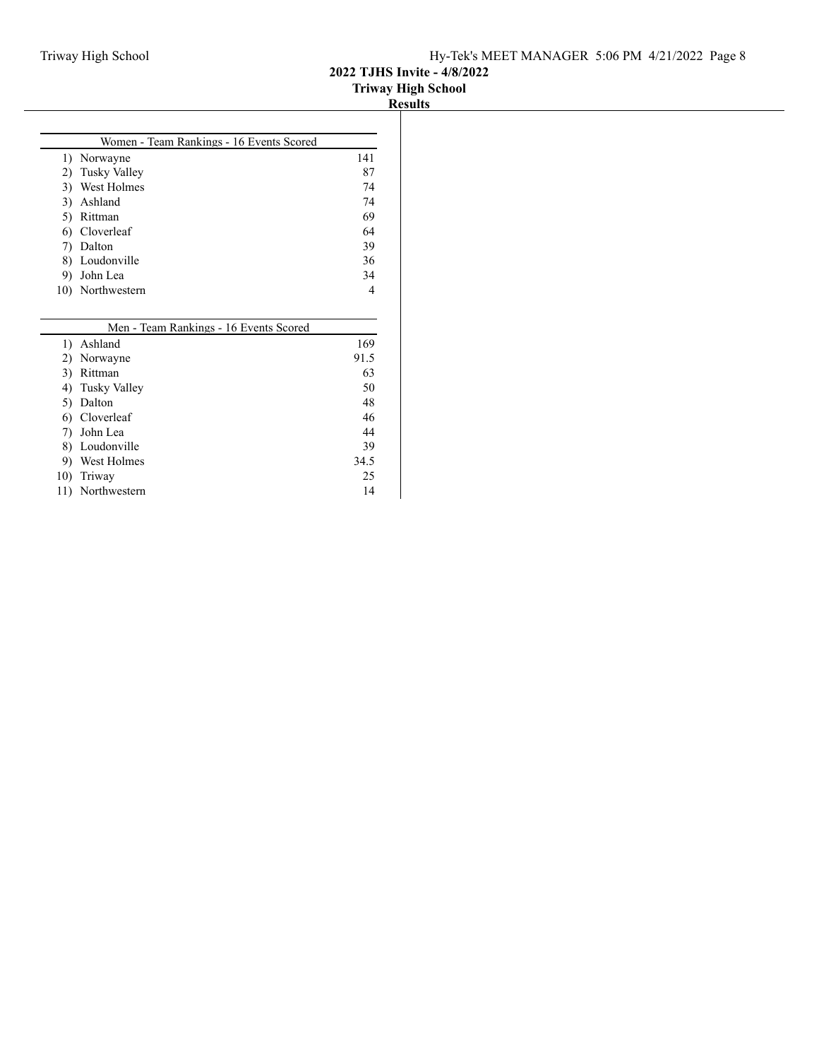## Women - Team Rankings - 16 Events Scored

| | | |
|---|---|---|
| 1) | Norwayne | 141 |
| 2) | Tusky Valley | 87 |
| 3) | West Holmes | 74 |
| 3) | Ashland | 74 |
| 5) | Rittman | 69 |
| 6) | Cloverleaf | 64 |
| 7) | Dalton | 39 |
| 8) | Loudonville | 36 |
| 9) | John Lea | 34 |
| 10) | Northwestern | 4 |

## Men - Team Rankings - 16 Events Scored

| | | |
|---|---|---|
| 1) | Ashland | 169 |
| 2) | Norwayne | 91.5 |
| 3) | Rittman | 63 |
| 4) | Tusky Valley | 50 |
| 5) | Dalton | 48 |
| 6) | Cloverleaf | 46 |
| 7) | John Lea | 44 |
| 8) | Loudonville | 39 |
| 9) | West Holmes | 34.5 |
| 10) | Triway | 25 |
| 11) | Northwestern | 14 |